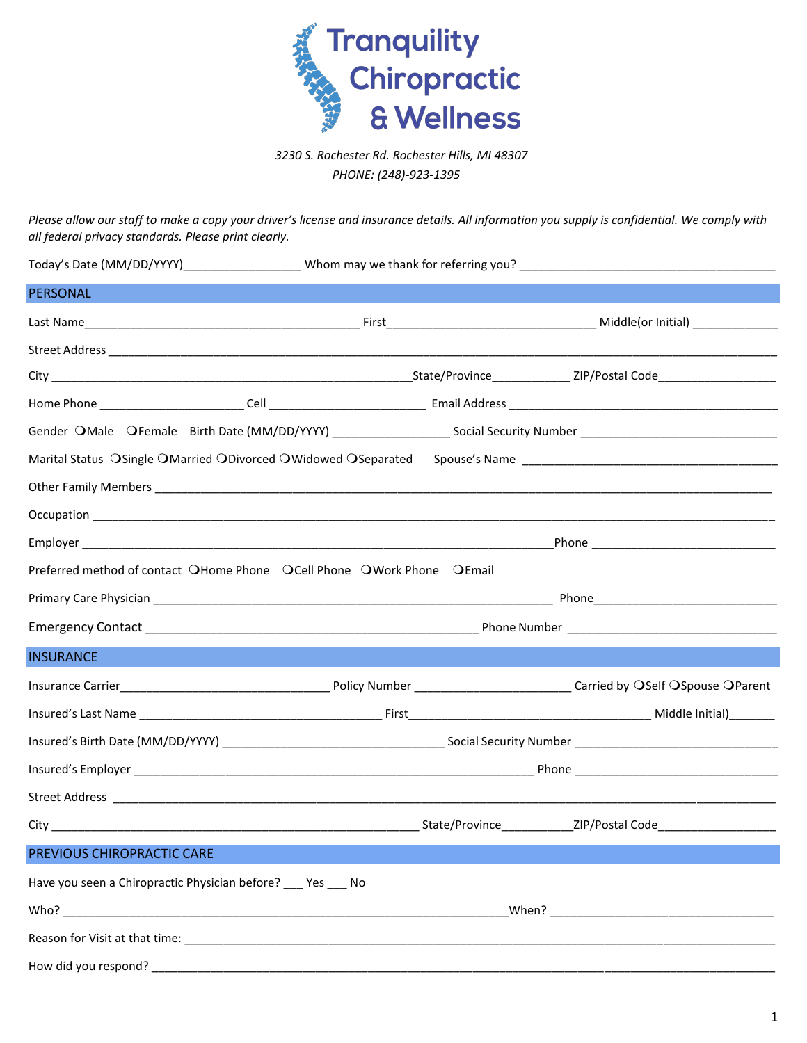# Tranquility Chiropractic & Wellness

*3230 S. Rochester Rd. Rochester Hills, MI 48307*
*PHONE: (248)-923-1395*

*Please allow our staff to make a copy your driver's license and insurance details. All information you supply is confidential. We comply with all federal privacy standards. Please print clearly.*

Today's Date (MM/DD/YYYY)_________________ Whom may we thank for referring you? _______________________________________

## PERSONAL

Last Name_________________________________________ First_______________________________ Middle(or Initial) _____________

Street Address ______________________________________________________________________________________________

City ______________________________________________________State/Province____________ ZIP/Postal Code__________________

Home Phone ______________________ Cell ________________________ Email Address ________________________________________

Gender ❍Male ❍Female Birth Date (MM/DD/YYYY) _________________ Social Security Number ______________________________

Marital Status ❍Single ❍Married ❍Divorced ❍Widowed ❍Separated Spouse's Name ________________________________________

Other Family Members ______________________________________________________________________________________

Occupation _________________________________________________________________________________________________

Employer ______________________________________________________________________Phone ____________________________

Preferred method of contact ❍Home Phone ❍Cell Phone ❍Work Phone ❍Email

Primary Care Physician ____________________________________________________________ Phone____________________________

Emergency Contact __________________________________________________ Phone Number _______________________________

## INSURANCE

Insurance Carrier_______________________________ Policy Number _______________________ Carried by ❍Self ❍Spouse ❍Parent

Insured's Last Name ____________________________________ First____________________________________ Middle Initial)_______

Insured's Birth Date (MM/DD/YYYY) _________________________________ Social Security Number ______________________________

Insured's Employer ____________________________________________________________ Phone _______________________________

Street Address ______________________________________________________________________________________________

City _______________________________________________________ State/Province___________ZIP/Postal Code__________________

## PREVIOUS CHIROPRACTIC CARE

Have you seen a Chiropractic Physician before? ___ Yes ___ No

Who? __________________________________________________________________When? __________________________________

Reason for Visit at that time: ________________________________________________________________________________________

How did you respond? _____________________________________________________________________________________________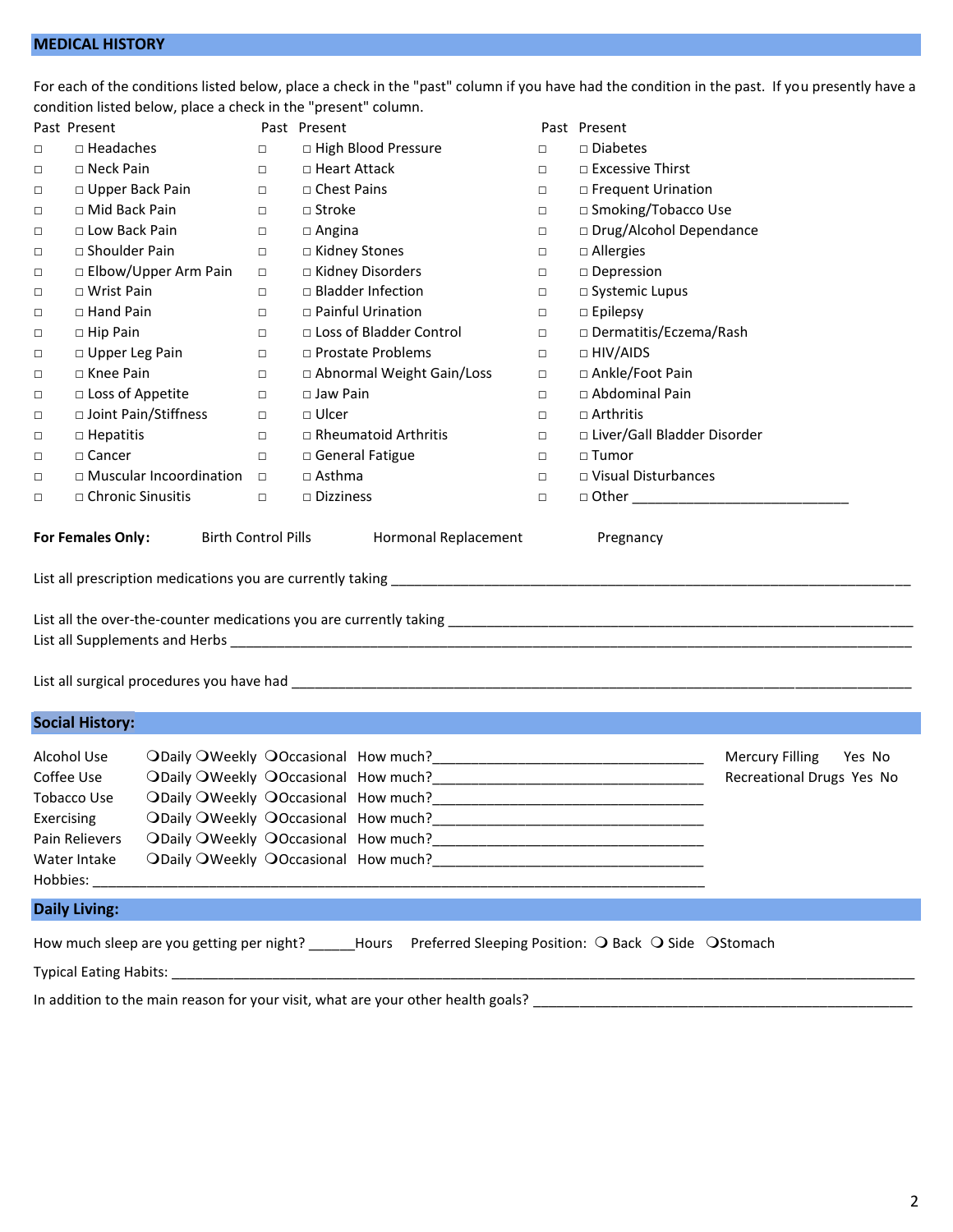## MEDICAL HISTORY

For each of the conditions listed below, place a check in the "past" column if you have had the condition in the past. If you presently have a condition listed below, place a check in the "present" column.

| Past | Present | Past | Present | Past | Present |
|---|---|---|---|---|---|
| □ | □ Headaches | □ | □ High Blood Pressure | □ | □ Diabetes |
| □ | □ Neck Pain | □ | □ Heart Attack | □ | □ Excessive Thirst |
| □ | □ Upper Back Pain | □ | □ Chest Pains | □ | □ Frequent Urination |
| □ | □ Mid Back Pain | □ | □ Stroke | □ | □ Smoking/Tobacco Use |
| □ | □ Low Back Pain | □ | □ Angina | □ | □ Drug/Alcohol Dependance |
| □ | □ Shoulder Pain | □ | □ Kidney Stones | □ | □ Allergies |
| □ | □ Elbow/Upper Arm Pain | □ | □ Kidney Disorders | □ | □ Depression |
| □ | □ Wrist Pain | □ | □ Bladder Infection | □ | □ Systemic Lupus |
| □ | □ Hand Pain | □ | □ Painful Urination | □ | □ Epilepsy |
| □ | □ Hip Pain | □ | □ Loss of Bladder Control | □ | □ Dermatitis/Eczema/Rash |
| □ | □ Upper Leg Pain | □ | □ Prostate Problems | □ | □ HIV/AIDS |
| □ | □ Knee Pain | □ | □ Abnormal Weight Gain/Loss | □ | □ Ankle/Foot Pain |
| □ | □ Loss of Appetite | □ | □ Jaw Pain | □ | □ Abdominal Pain |
| □ | □ Joint Pain/Stiffness | □ | □ Ulcer | □ | □ Arthritis |
| □ | □ Hepatitis | □ | □ Rheumatoid Arthritis | □ | □ Liver/Gall Bladder Disorder |
| □ | □ Cancer | □ | □ General Fatigue | □ | □ Tumor |
| □ | □ Muscular Incoordination | □ | □ Asthma | □ | □ Visual Disturbances |
| □ | □ Chronic Sinusitis | □ | □ Dizziness | □ | □ Other ____________________________ |

**For Females Only:** Birth Control Pills Hormonal Replacement Pregnancy

List all prescription medications you are currently taking ______________________________________________________________________

List all the over-the-counter medications you are currently taking _______________________________________________________________

List all Supplements and Herbs ____________________________________________________________________________________________

List all surgical procedures you have had ____________________________________________________________________________________

## Social History:

| | | | | | | |
|---|---|---|---|---|---|---|
| Alcohol Use | ❍Daily | ❍Weekly | ❍Occasional | How much?___________________________________ | Mercury Filling | Yes No |
| Coffee Use | ❍Daily | ❍Weekly | ❍Occasional | How much?___________________________________ | Recreational Drugs | Yes No |
| Tobacco Use | ❍Daily | ❍Weekly | ❍Occasional | How much?___________________________________ | | |
| Exercising | ❍Daily | ❍Weekly | ❍Occasional | How much?___________________________________ | | |
| Pain Relievers | ❍Daily | ❍Weekly | ❍Occasional | How much?___________________________________ | | |
| Water Intake | ❍Daily | ❍Weekly | ❍Occasional | How much?___________________________________ | | |

Hobbies: ________________________________________________________________________________

## Daily Living:

How much sleep are you getting per night? ______Hours Preferred Sleeping Position: ❍ Back ❍ Side ❍Stomach

Typical Eating Habits: ____________________________________________________________________________________________

In addition to the main reason for your visit, what are your other health goals? __________________________________________________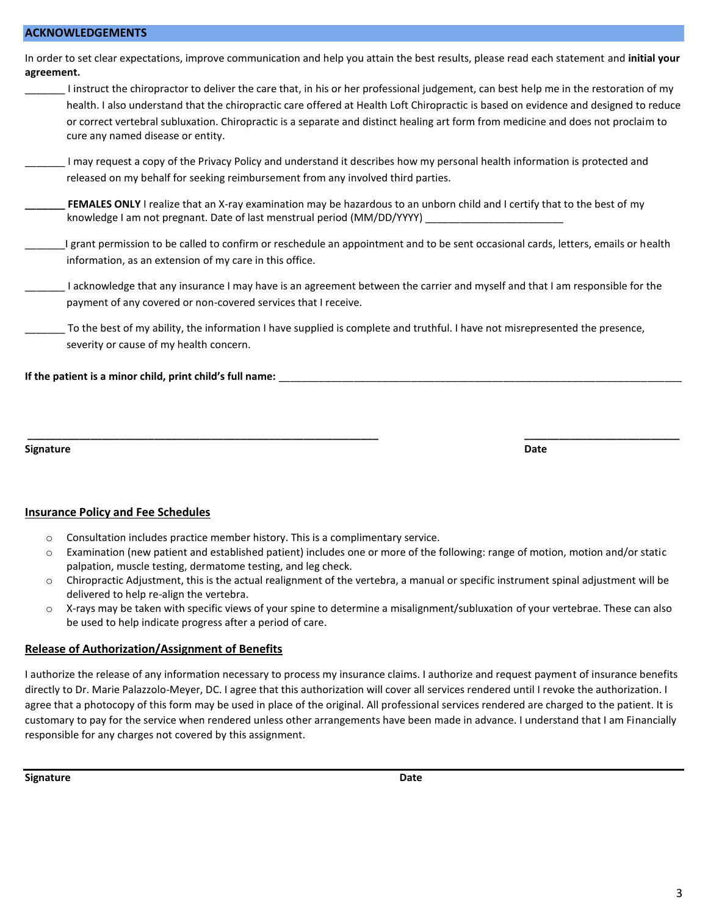## ACKNOWLEDGEMENTS

In order to set clear expectations, improve communication and help you attain the best results, please read each statement and **initial your agreement.**

_______ I instruct the chiropractor to deliver the care that, in his or her professional judgement, can best help me in the restoration of my health. I also understand that the chiropractic care offered at Health Loft Chiropractic is based on evidence and designed to reduce or correct vertebral subluxation. Chiropractic is a separate and distinct healing art form from medicine and does not proclaim to cure any named disease or entity.

_______ I may request a copy of the Privacy Policy and understand it describes how my personal health information is protected and released on my behalf for seeking reimbursement from any involved third parties.

_______ **FEMALES ONLY** I realize that an X-ray examination may be hazardous to an unborn child and I certify that to the best of my knowledge I am not pregnant. Date of last menstrual period (MM/DD/YYYY) ________________________

_______ I grant permission to be called to confirm or reschedule an appointment and to be sent occasional cards, letters, emails or health information, as an extension of my care in this office.

_______ I acknowledge that any insurance I may have is an agreement between the carrier and myself and that I am responsible for the payment of any covered or non-covered services that I receive.

_______ To the best of my ability, the information I have supplied is complete and truthful. I have not misrepresented the presence, severity or cause of my health concern.

**If the patient is a minor child, print child's full name:** ______________________________________________________________________

______________________________________________________________ ___________________________

**Signature** **Date**

## Insurance Policy and Fee Schedules

- Consultation includes practice member history. This is a complimentary service.
- Examination (new patient and established patient) includes one or more of the following: range of motion, motion and/or static palpation, muscle testing, dermatome testing, and leg check.
- Chiropractic Adjustment, this is the actual realignment of the vertebra, a manual or specific instrument spinal adjustment will be delivered to help re-align the vertebra.
- X-rays may be taken with specific views of your spine to determine a misalignment/subluxation of your vertebrae. These can also be used to help indicate progress after a period of care.

## Release of Authorization/Assignment of Benefits

I authorize the release of any information necessary to process my insurance claims. I authorize and request payment of insurance benefits directly to Dr. Marie Palazzolo-Meyer, DC. I agree that this authorization will cover all services rendered until I revoke the authorization. I agree that a photocopy of this form may be used in place of the original. All professional services rendered are charged to the patient. It is customary to pay for the service when rendered unless other arrangements have been made in advance. I understand that I am Financially responsible for any charges not covered by this assignment.

**Signature** **Date**